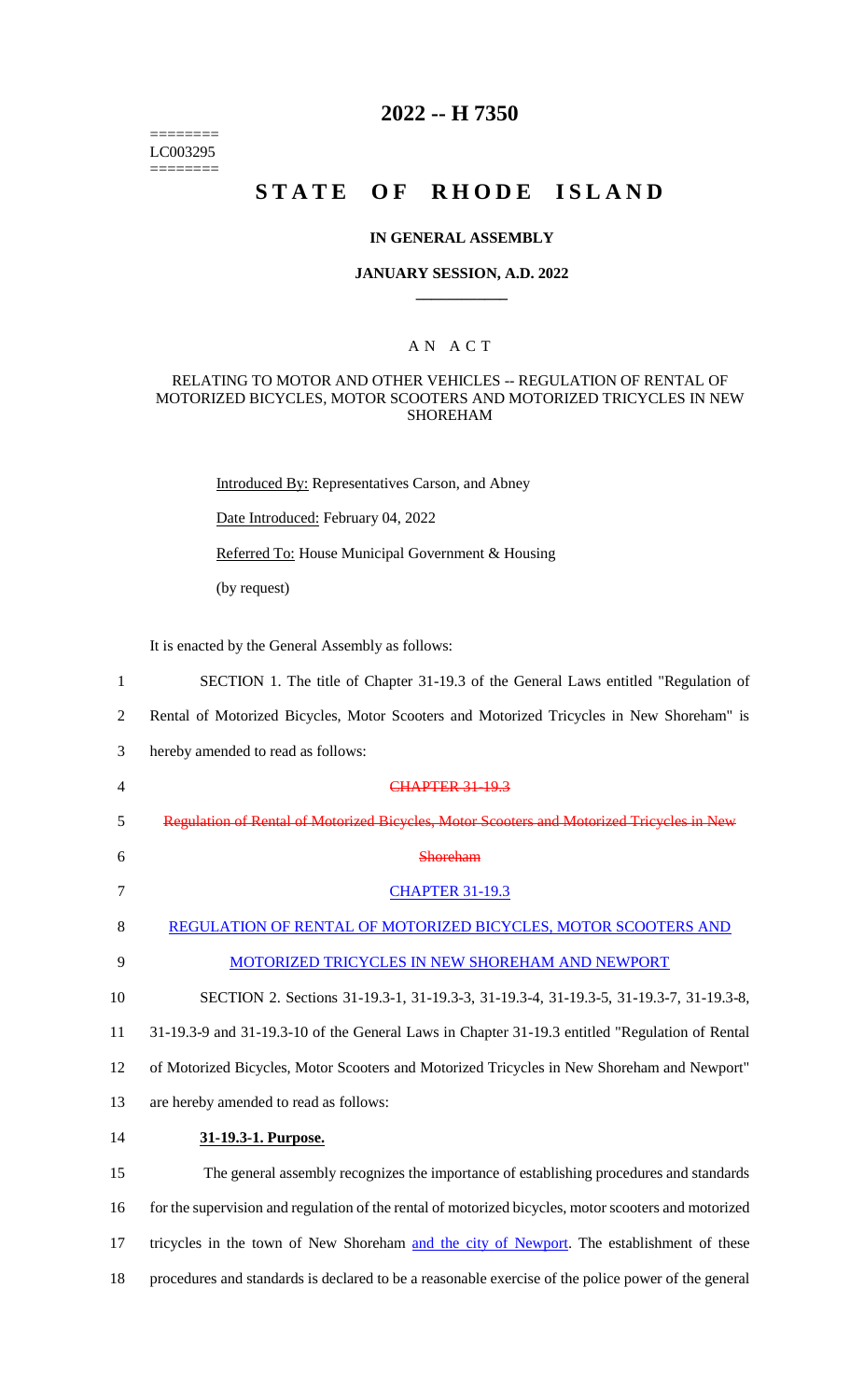========
LC003295
========

# 2022 -- H 7350

# STATE OF RHODE ISLAND

**IN GENERAL ASSEMBLY**

**JANUARY SESSION, A.D. 2022**

____________

A N A C T

RELATING TO MOTOR AND OTHER VEHICLES -- REGULATION OF RENTAL OF MOTORIZED BICYCLES, MOTOR SCOOTERS AND MOTORIZED TRICYCLES IN NEW SHOREHAM

Introduced By: Representatives Carson, and Abney

Date Introduced: February 04, 2022

Referred To: House Municipal Government & Housing

(by request)

It is enacted by the General Assembly as follows:

1 SECTION 1. The title of Chapter 31-19.3 of the General Laws entitled "Regulation of
2 Rental of Motorized Bicycles, Motor Scooters and Motorized Tricycles in New Shoreham" is
3 hereby amended to read as follows:

4 ~~CHAPTER 31-19.3~~

5 ~~Regulation of Rental of Motorized Bicycles, Motor Scooters and Motorized Tricycles in New~~
6 ~~Shoreham~~

7 <u>CHAPTER 31-19.3</u>

8 <u>REGULATION OF RENTAL OF MOTORIZED BICYCLES, MOTOR SCOOTERS AND</u>
9 <u>MOTORIZED TRICYCLES IN NEW SHOREHAM AND NEWPORT</u>

10 SECTION 2. Sections 31-19.3-1, 31-19.3-3, 31-19.3-4, 31-19.3-5, 31-19.3-7, 31-19.3-8,
11 31-19.3-9 and 31-19.3-10 of the General Laws in Chapter 31-19.3 entitled "Regulation of Rental
12 of Motorized Bicycles, Motor Scooters and Motorized Tricycles in New Shoreham and Newport"
13 are hereby amended to read as follows:

14 **<u>31-19.3-1. Purpose.</u>**

15 The general assembly recognizes the importance of establishing procedures and standards
16 for the supervision and regulation of the rental of motorized bicycles, motor scooters and motorized
17 tricycles in the town of New Shoreham <u>and the city of Newport</u>. The establishment of these
18 procedures and standards is declared to be a reasonable exercise of the police power of the general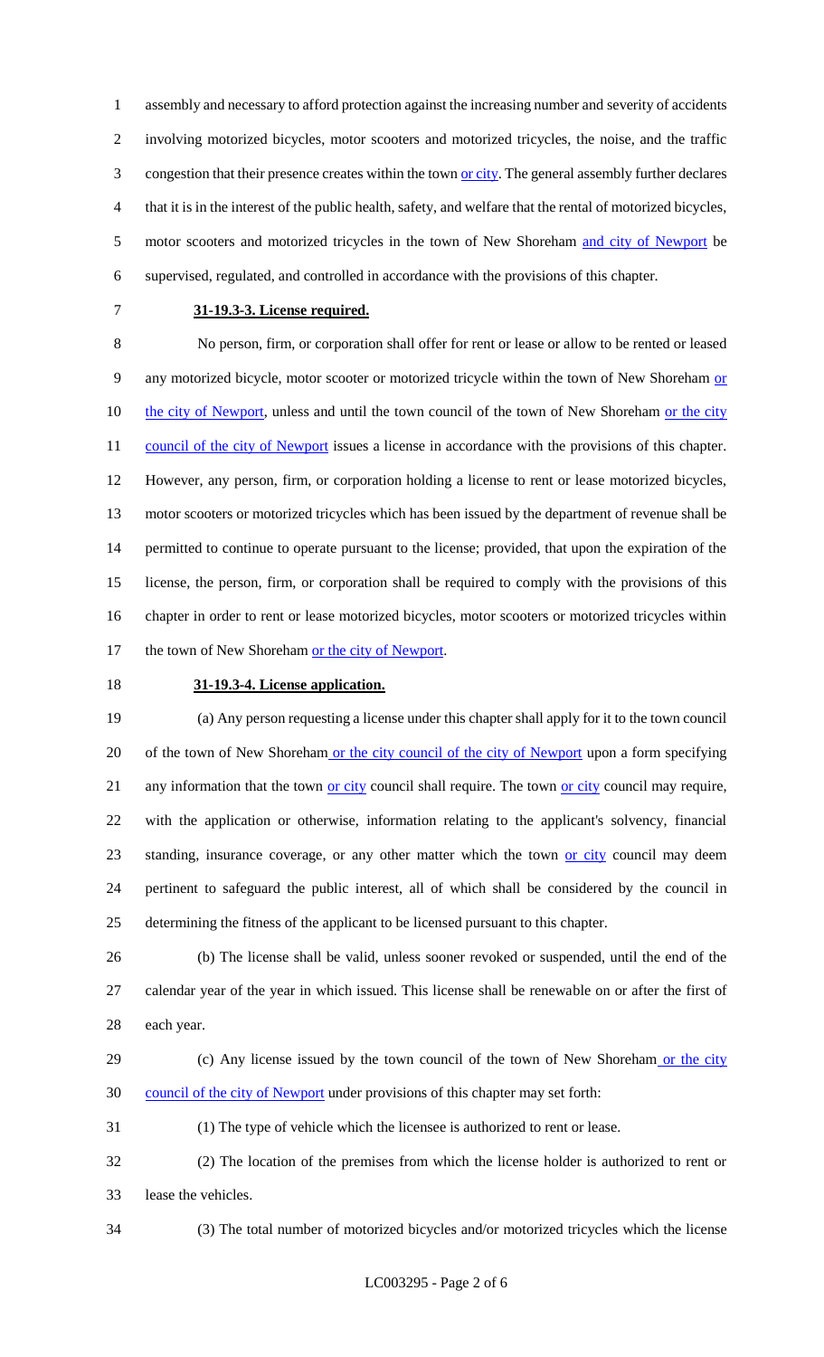assembly and necessary to afford protection against the increasing number and severity of accidents involving motorized bicycles, motor scooters and motorized tricycles, the noise, and the traffic congestion that their presence creates within the town or city. The general assembly further declares that it is in the interest of the public health, safety, and welfare that the rental of motorized bicycles, motor scooters and motorized tricycles in the town of New Shoreham and city of Newport be supervised, regulated, and controlled in accordance with the provisions of this chapter.

**31-19.3-3. License required.**

No person, firm, or corporation shall offer for rent or lease or allow to be rented or leased any motorized bicycle, motor scooter or motorized tricycle within the town of New Shoreham or the city of Newport, unless and until the town council of the town of New Shoreham or the city council of the city of Newport issues a license in accordance with the provisions of this chapter. However, any person, firm, or corporation holding a license to rent or lease motorized bicycles, motor scooters or motorized tricycles which has been issued by the department of revenue shall be permitted to continue to operate pursuant to the license; provided, that upon the expiration of the license, the person, firm, or corporation shall be required to comply with the provisions of this chapter in order to rent or lease motorized bicycles, motor scooters or motorized tricycles within the town of New Shoreham or the city of Newport.

**31-19.3-4. License application.**

(a) Any person requesting a license under this chapter shall apply for it to the town council of the town of New Shoreham or the city council of the city of Newport upon a form specifying any information that the town or city council shall require. The town or city council may require, with the application or otherwise, information relating to the applicant's solvency, financial standing, insurance coverage, or any other matter which the town or city council may deem pertinent to safeguard the public interest, all of which shall be considered by the council in determining the fitness of the applicant to be licensed pursuant to this chapter.

(b) The license shall be valid, unless sooner revoked or suspended, until the end of the calendar year of the year in which issued. This license shall be renewable on or after the first of each year.

(c) Any license issued by the town council of the town of New Shoreham or the city council of the city of Newport under provisions of this chapter may set forth:

(1) The type of vehicle which the licensee is authorized to rent or lease.

(2) The location of the premises from which the license holder is authorized to rent or lease the vehicles.

(3) The total number of motorized bicycles and/or motorized tricycles which the license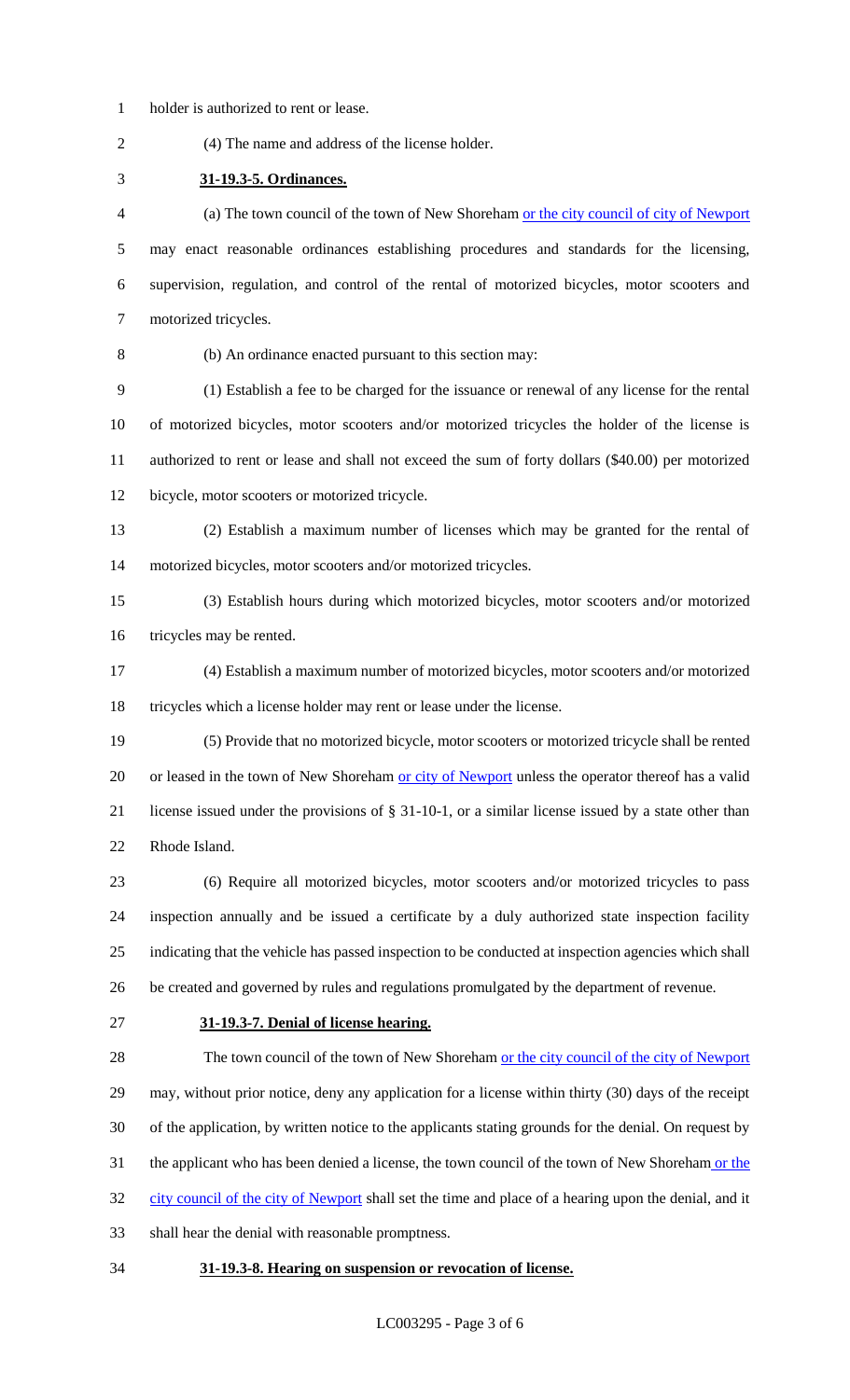holder is authorized to rent or lease.

(4) The name and address of the license holder.

**31-19.3-5. Ordinances.**

(a) The town council of the town of New Shoreham or the city council of city of Newport may enact reasonable ordinances establishing procedures and standards for the licensing, supervision, regulation, and control of the rental of motorized bicycles, motor scooters and motorized tricycles.

(b) An ordinance enacted pursuant to this section may:

(1) Establish a fee to be charged for the issuance or renewal of any license for the rental of motorized bicycles, motor scooters and/or motorized tricycles the holder of the license is authorized to rent or lease and shall not exceed the sum of forty dollars ($40.00) per motorized bicycle, motor scooters or motorized tricycle.

(2) Establish a maximum number of licenses which may be granted for the rental of motorized bicycles, motor scooters and/or motorized tricycles.

(3) Establish hours during which motorized bicycles, motor scooters and/or motorized tricycles may be rented.

(4) Establish a maximum number of motorized bicycles, motor scooters and/or motorized tricycles which a license holder may rent or lease under the license.

(5) Provide that no motorized bicycle, motor scooters or motorized tricycle shall be rented or leased in the town of New Shoreham or city of Newport unless the operator thereof has a valid license issued under the provisions of § 31-10-1, or a similar license issued by a state other than Rhode Island.

(6) Require all motorized bicycles, motor scooters and/or motorized tricycles to pass inspection annually and be issued a certificate by a duly authorized state inspection facility indicating that the vehicle has passed inspection to be conducted at inspection agencies which shall be created and governed by rules and regulations promulgated by the department of revenue.

**31-19.3-7. Denial of license hearing.**

The town council of the town of New Shoreham or the city council of the city of Newport may, without prior notice, deny any application for a license within thirty (30) days of the receipt of the application, by written notice to the applicants stating grounds for the denial. On request by the applicant who has been denied a license, the town council of the town of New Shoreham or the city council of the city of Newport shall set the time and place of a hearing upon the denial, and it shall hear the denial with reasonable promptness.

**31-19.3-8. Hearing on suspension or revocation of license.**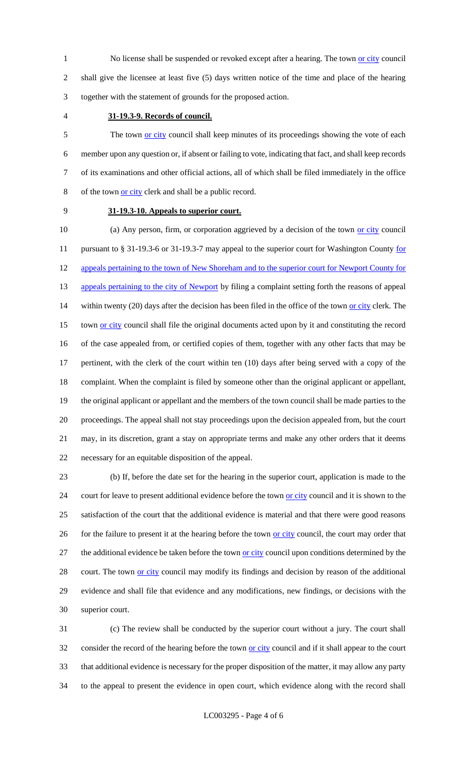No license shall be suspended or revoked except after a hearing. The town or city council shall give the licensee at least five (5) days written notice of the time and place of the hearing together with the statement of grounds for the proposed action.

**31-19.3-9. Records of council.**

The town or city council shall keep minutes of its proceedings showing the vote of each member upon any question or, if absent or failing to vote, indicating that fact, and shall keep records of its examinations and other official actions, all of which shall be filed immediately in the office of the town or city clerk and shall be a public record.

**31-19.3-10. Appeals to superior court.**

(a) Any person, firm, or corporation aggrieved by a decision of the town or city council pursuant to § 31-19.3-6 or 31-19.3-7 may appeal to the superior court for Washington County for appeals pertaining to the town of New Shoreham and to the superior court for Newport County for appeals pertaining to the city of Newport by filing a complaint setting forth the reasons of appeal within twenty (20) days after the decision has been filed in the office of the town or city clerk. The town or city council shall file the original documents acted upon by it and constituting the record of the case appealed from, or certified copies of them, together with any other facts that may be pertinent, with the clerk of the court within ten (10) days after being served with a copy of the complaint. When the complaint is filed by someone other than the original applicant or appellant, the original applicant or appellant and the members of the town council shall be made parties to the proceedings. The appeal shall not stay proceedings upon the decision appealed from, but the court may, in its discretion, grant a stay on appropriate terms and make any other orders that it deems necessary for an equitable disposition of the appeal.

(b) If, before the date set for the hearing in the superior court, application is made to the court for leave to present additional evidence before the town or city council and it is shown to the satisfaction of the court that the additional evidence is material and that there were good reasons for the failure to present it at the hearing before the town or city council, the court may order that the additional evidence be taken before the town or city council upon conditions determined by the court. The town or city council may modify its findings and decision by reason of the additional evidence and shall file that evidence and any modifications, new findings, or decisions with the superior court.

(c) The review shall be conducted by the superior court without a jury. The court shall consider the record of the hearing before the town or city council and if it shall appear to the court that additional evidence is necessary for the proper disposition of the matter, it may allow any party to the appeal to present the evidence in open court, which evidence along with the record shall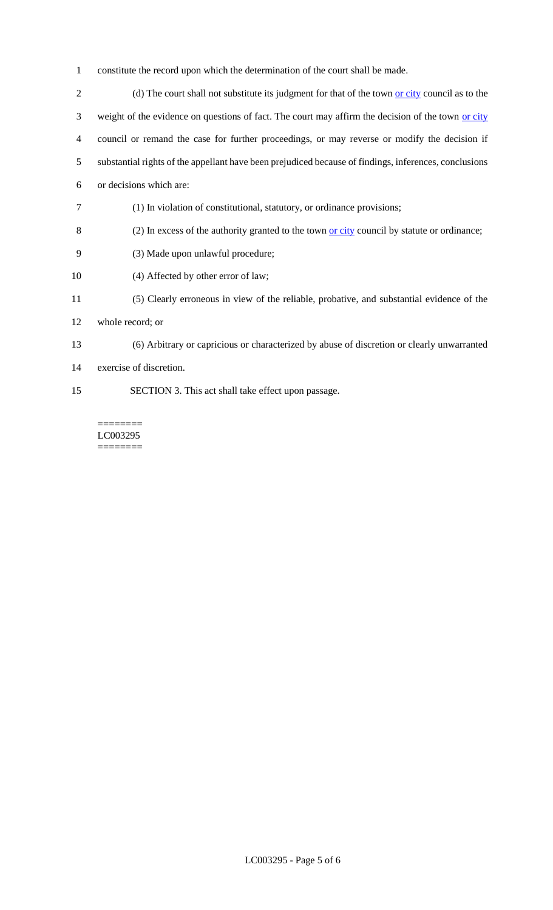constitute the record upon which the determination of the court shall be made.

(d) The court shall not substitute its judgment for that of the town or city council as to the weight of the evidence on questions of fact. The court may affirm the decision of the town or city council or remand the case for further proceedings, or may reverse or modify the decision if substantial rights of the appellant have been prejudiced because of findings, inferences, conclusions or decisions which are:

(1) In violation of constitutional, statutory, or ordinance provisions;

(2) In excess of the authority granted to the town or city council by statute or ordinance;

(3) Made upon unlawful procedure;

(4) Affected by other error of law;

(5) Clearly erroneous in view of the reliable, probative, and substantial evidence of the whole record; or

(6) Arbitrary or capricious or characterized by abuse of discretion or clearly unwarranted exercise of discretion.

SECTION 3. This act shall take effect upon passage.

========
LC003295
========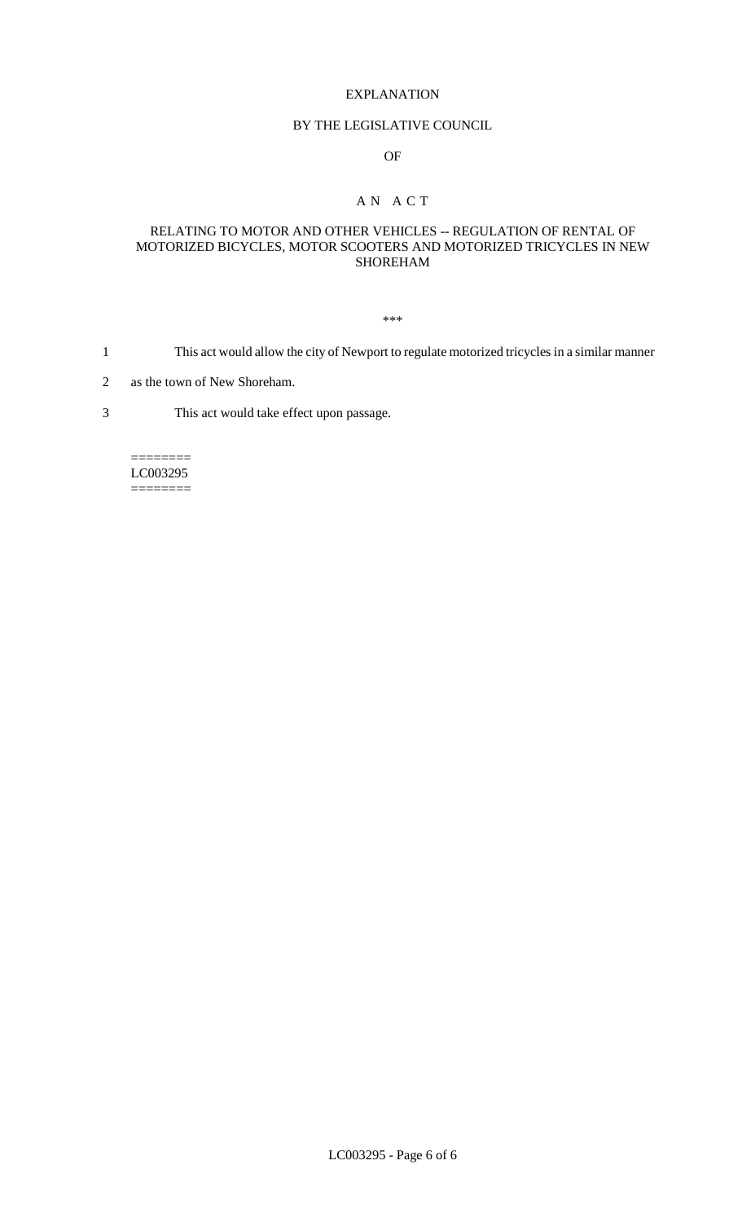EXPLANATION

BY THE LEGISLATIVE COUNCIL

OF

# A N A C T

RELATING TO MOTOR AND OTHER VEHICLES -- REGULATION OF RENTAL OF MOTORIZED BICYCLES, MOTOR SCOOTERS AND MOTORIZED TRICYCLES IN NEW SHOREHAM

\*\*\*

1 This act would allow the city of Newport to regulate motorized tricycles in a similar manner
2 as the town of New Shoreham.
3 This act would take effect upon passage.

========
LC003295
========